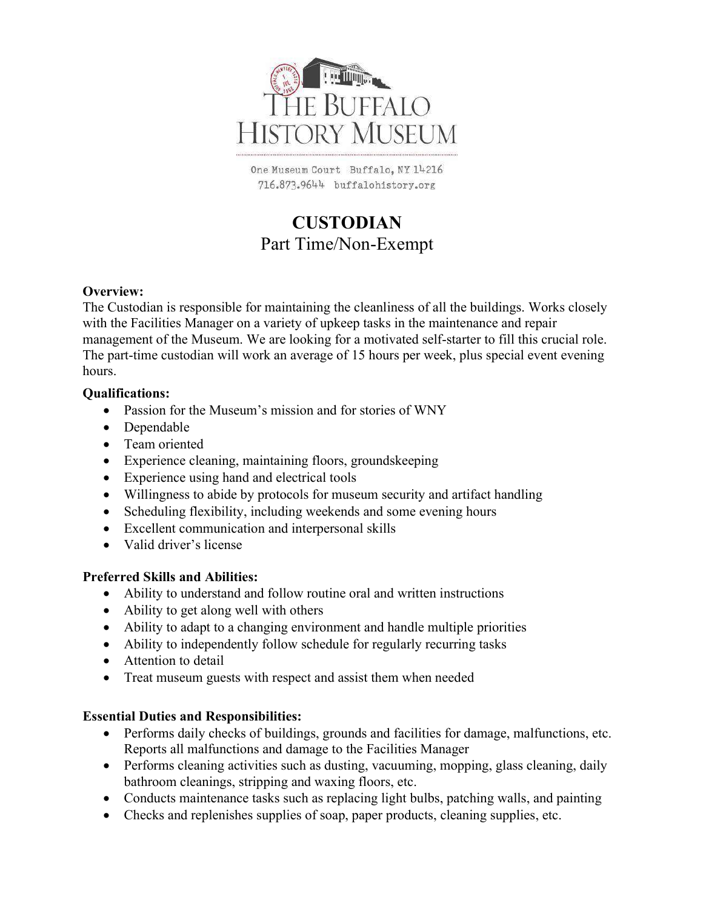THE BUFFALO HISTORY MUSEUM

One Museum Court Buffalo, NY 14216
716.873.9644 buffalohistory.org

# CUSTODIAN

Part Time/Non-Exempt

**Overview:**
The Custodian is responsible for maintaining the cleanliness of all the buildings. Works closely with the Facilities Manager on a variety of upkeep tasks in the maintenance and repair management of the Museum. We are looking for a motivated self-starter to fill this crucial role. The part-time custodian will work an average of 15 hours per week, plus special event evening hours.

**Qualifications:**

- Passion for the Museum's mission and for stories of WNY
- Dependable
- Team oriented
- Experience cleaning, maintaining floors, groundskeeping
- Experience using hand and electrical tools
- Willingness to abide by protocols for museum security and artifact handling
- Scheduling flexibility, including weekends and some evening hours
- Excellent communication and interpersonal skills
- Valid driver's license

**Preferred Skills and Abilities:**

- Ability to understand and follow routine oral and written instructions
- Ability to get along well with others
- Ability to adapt to a changing environment and handle multiple priorities
- Ability to independently follow schedule for regularly recurring tasks
- Attention to detail
- Treat museum guests with respect and assist them when needed

**Essential Duties and Responsibilities:**

- Performs daily checks of buildings, grounds and facilities for damage, malfunctions, etc. Reports all malfunctions and damage to the Facilities Manager
- Performs cleaning activities such as dusting, vacuuming, mopping, glass cleaning, daily bathroom cleanings, stripping and waxing floors, etc.
- Conducts maintenance tasks such as replacing light bulbs, patching walls, and painting
- Checks and replenishes supplies of soap, paper products, cleaning supplies, etc.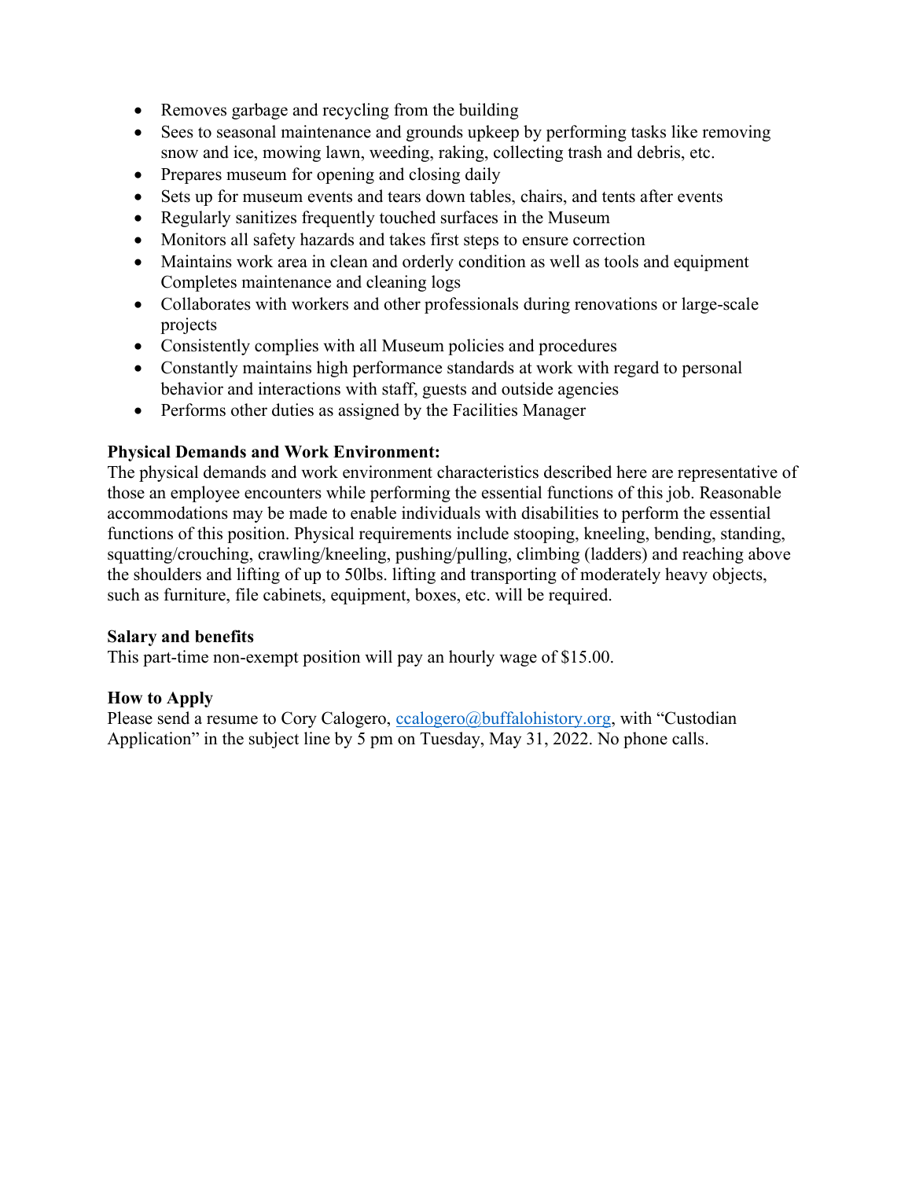- Removes garbage and recycling from the building
- Sees to seasonal maintenance and grounds upkeep by performing tasks like removing snow and ice, mowing lawn, weeding, raking, collecting trash and debris, etc.
- Prepares museum for opening and closing daily
- Sets up for museum events and tears down tables, chairs, and tents after events
- Regularly sanitizes frequently touched surfaces in the Museum
- Monitors all safety hazards and takes first steps to ensure correction
- Maintains work area in clean and orderly condition as well as tools and equipment Completes maintenance and cleaning logs
- Collaborates with workers and other professionals during renovations or large-scale projects
- Consistently complies with all Museum policies and procedures
- Constantly maintains high performance standards at work with regard to personal behavior and interactions with staff, guests and outside agencies
- Performs other duties as assigned by the Facilities Manager

**Physical Demands and Work Environment:**
The physical demands and work environment characteristics described here are representative of those an employee encounters while performing the essential functions of this job. Reasonable accommodations may be made to enable individuals with disabilities to perform the essential functions of this position. Physical requirements include stooping, kneeling, bending, standing, squatting/crouching, crawling/kneeling, pushing/pulling, climbing (ladders) and reaching above the shoulders and lifting of up to 50lbs. lifting and transporting of moderately heavy objects, such as furniture, file cabinets, equipment, boxes, etc. will be required.

**Salary and benefits**
This part-time non-exempt position will pay an hourly wage of $15.00.

**How to Apply**
Please send a resume to Cory Calogero, ccalogero@buffalohistory.org, with "Custodian Application" in the subject line by 5 pm on Tuesday, May 31, 2022. No phone calls.